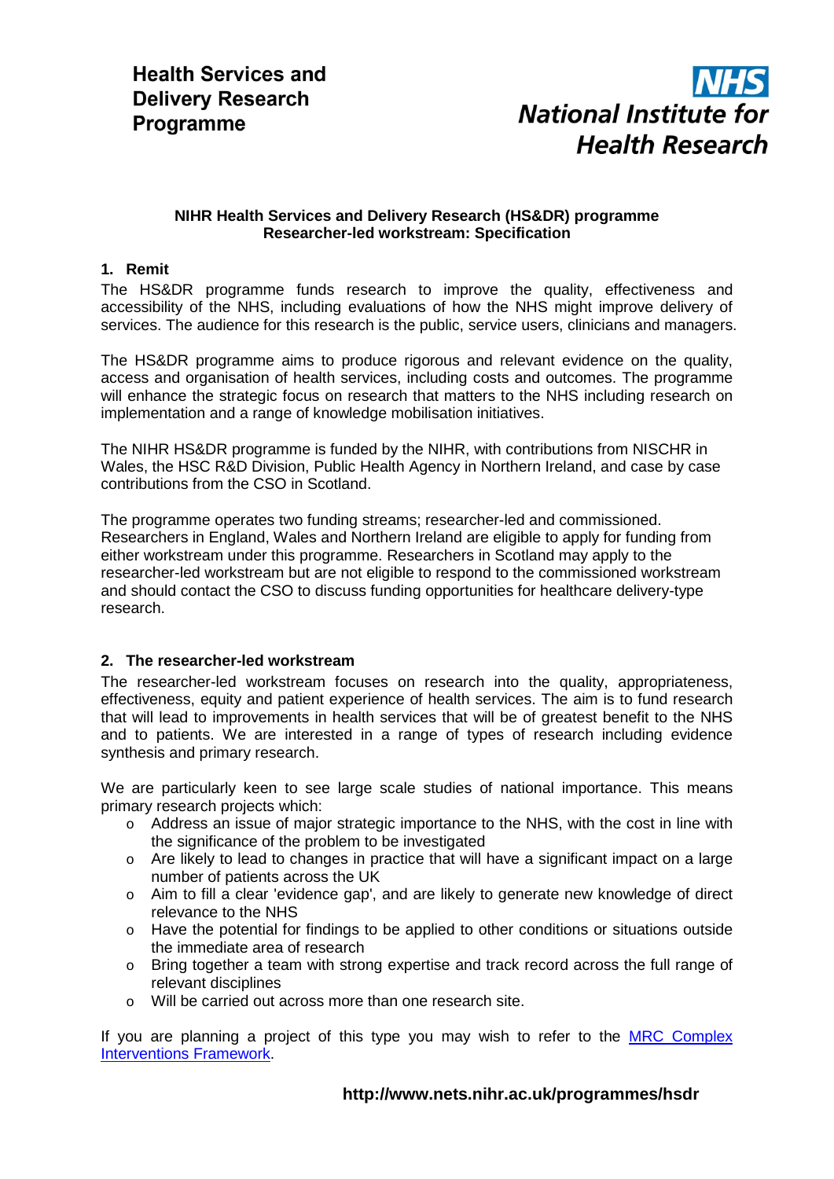**Health Services and Delivery Research Programme**

**NHS National Institute for Health Research**

**NIHR Health Services and Delivery Research (HS&DR) programme**
**Researcher-led workstream: Specification**

## 1. Remit

The HS&DR programme funds research to improve the quality, effectiveness and accessibility of the NHS, including evaluations of how the NHS might improve delivery of services. The audience for this research is the public, service users, clinicians and managers.

The HS&DR programme aims to produce rigorous and relevant evidence on the quality, access and organisation of health services, including costs and outcomes. The programme will enhance the strategic focus on research that matters to the NHS including research on implementation and a range of knowledge mobilisation initiatives.

The NIHR HS&DR programme is funded by the NIHR, with contributions from NISCHR in Wales, the HSC R&D Division, Public Health Agency in Northern Ireland, and case by case contributions from the CSO in Scotland.

The programme operates two funding streams; researcher-led and commissioned. Researchers in England, Wales and Northern Ireland are eligible to apply for funding from either workstream under this programme. Researchers in Scotland may apply to the researcher-led workstream but are not eligible to respond to the commissioned workstream and should contact the CSO to discuss funding opportunities for healthcare delivery-type research.

## 2. The researcher-led workstream

The researcher-led workstream focuses on research into the quality, appropriateness, effectiveness, equity and patient experience of health services. The aim is to fund research that will lead to improvements in health services that will be of greatest benefit to the NHS and to patients. We are interested in a range of types of research including evidence synthesis and primary research.

We are particularly keen to see large scale studies of national importance. This means primary research projects which:

- Address an issue of major strategic importance to the NHS, with the cost in line with the significance of the problem to be investigated
- Are likely to lead to changes in practice that will have a significant impact on a large number of patients across the UK
- Aim to fill a clear 'evidence gap', and are likely to generate new knowledge of direct relevance to the NHS
- Have the potential for findings to be applied to other conditions or situations outside the immediate area of research
- Bring together a team with strong expertise and track record across the full range of relevant disciplines
- Will be carried out across more than one research site.

If you are planning a project of this type you may wish to refer to the MRC Complex Interventions Framework.

**http://www.nets.nihr.ac.uk/programmes/hsdr**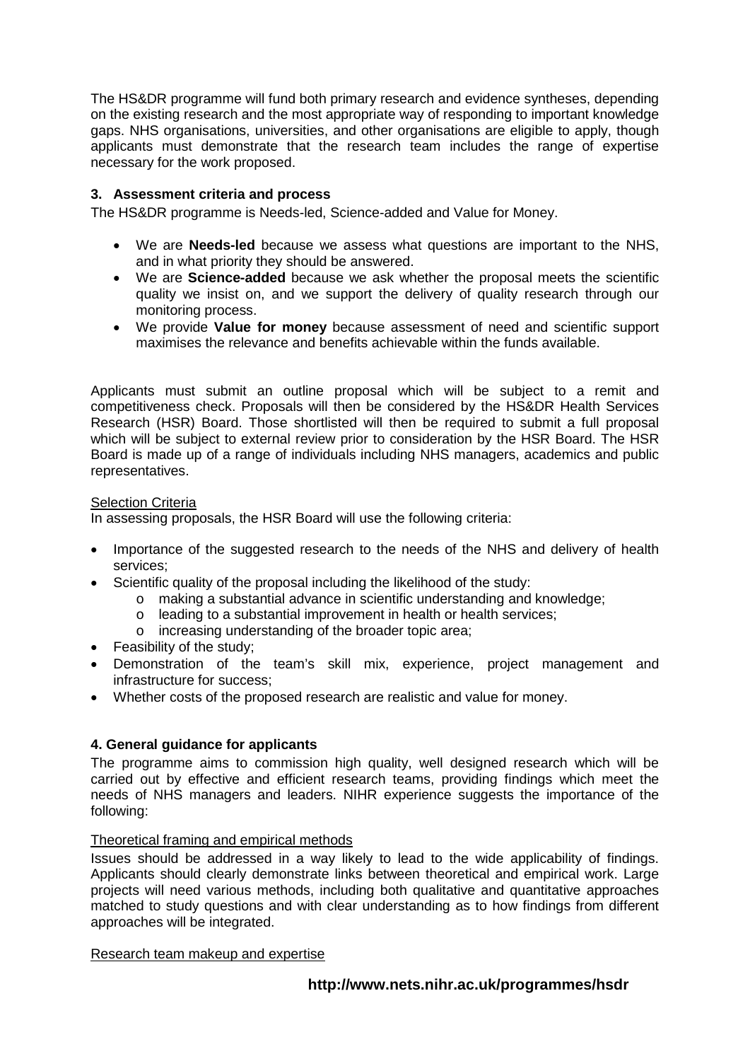The HS&DR programme will fund both primary research and evidence syntheses, depending on the existing research and the most appropriate way of responding to important knowledge gaps. NHS organisations, universities, and other organisations are eligible to apply, though applicants must demonstrate that the research team includes the range of expertise necessary for the work proposed.

### 3. Assessment criteria and process

The HS&DR programme is Needs-led, Science-added and Value for Money.

- We are **Needs-led** because we assess what questions are important to the NHS, and in what priority they should be answered.
- We are **Science-added** because we ask whether the proposal meets the scientific quality we insist on, and we support the delivery of quality research through our monitoring process.
- We provide **Value for money** because assessment of need and scientific support maximises the relevance and benefits achievable within the funds available.

Applicants must submit an outline proposal which will be subject to a remit and competitiveness check. Proposals will then be considered by the HS&DR Health Services Research (HSR) Board. Those shortlisted will then be required to submit a full proposal which will be subject to external review prior to consideration by the HSR Board. The HSR Board is made up of a range of individuals including NHS managers, academics and public representatives.

#### Selection Criteria

In assessing proposals, the HSR Board will use the following criteria:

- Importance of the suggested research to the needs of the NHS and delivery of health services;
- Scientific quality of the proposal including the likelihood of the study:
  - making a substantial advance in scientific understanding and knowledge;
  - leading to a substantial improvement in health or health services;
  - increasing understanding of the broader topic area;
- Feasibility of the study;
- Demonstration of the team's skill mix, experience, project management and infrastructure for success;
- Whether costs of the proposed research are realistic and value for money.

### 4. General guidance for applicants

The programme aims to commission high quality, well designed research which will be carried out by effective and efficient research teams, providing findings which meet the needs of NHS managers and leaders. NIHR experience suggests the importance of the following:

#### Theoretical framing and empirical methods

Issues should be addressed in a way likely to lead to the wide applicability of findings. Applicants should clearly demonstrate links between theoretical and empirical work. Large projects will need various methods, including both qualitative and quantitative approaches matched to study questions and with clear understanding as to how findings from different approaches will be integrated.

#### Research team makeup and expertise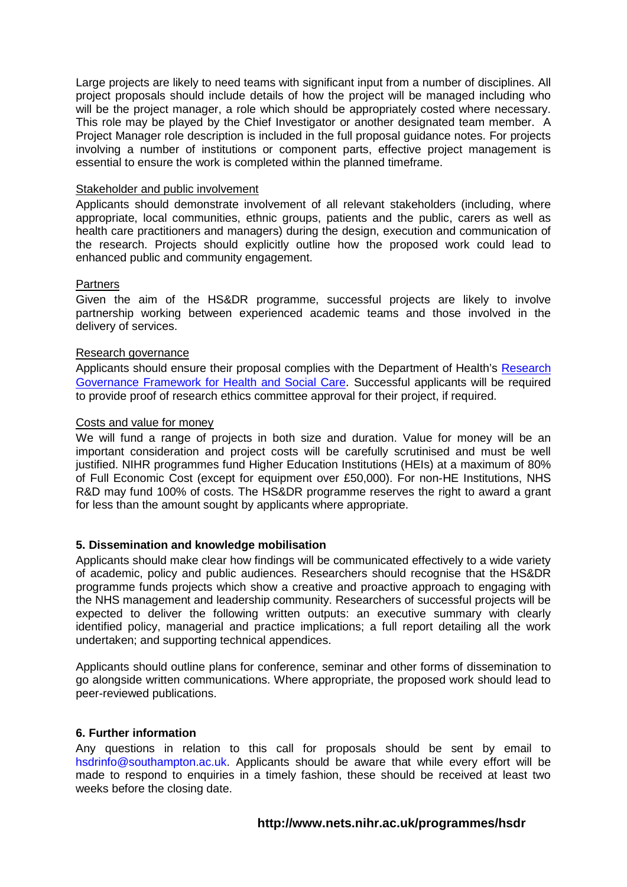Large projects are likely to need teams with significant input from a number of disciplines. All project proposals should include details of how the project will be managed including who will be the project manager, a role which should be appropriately costed where necessary. This role may be played by the Chief Investigator or another designated team member. A Project Manager role description is included in the full proposal guidance notes. For projects involving a number of institutions or component parts, effective project management is essential to ensure the work is completed within the planned timeframe.

Stakeholder and public involvement

Applicants should demonstrate involvement of all relevant stakeholders (including, where appropriate, local communities, ethnic groups, patients and the public, carers as well as health care practitioners and managers) during the design, execution and communication of the research. Projects should explicitly outline how the proposed work could lead to enhanced public and community engagement.

Partners

Given the aim of the HS&DR programme, successful projects are likely to involve partnership working between experienced academic teams and those involved in the delivery of services.

Research governance

Applicants should ensure their proposal complies with the Department of Health's Research Governance Framework for Health and Social Care. Successful applicants will be required to provide proof of research ethics committee approval for their project, if required.

Costs and value for money

We will fund a range of projects in both size and duration. Value for money will be an important consideration and project costs will be carefully scrutinised and must be well justified. NIHR programmes fund Higher Education Institutions (HEIs) at a maximum of 80% of Full Economic Cost (except for equipment over £50,000). For non-HE Institutions, NHS R&D may fund 100% of costs. The HS&DR programme reserves the right to award a grant for less than the amount sought by applicants where appropriate.

**5. Dissemination and knowledge mobilisation**

Applicants should make clear how findings will be communicated effectively to a wide variety of academic, policy and public audiences. Researchers should recognise that the HS&DR programme funds projects which show a creative and proactive approach to engaging with the NHS management and leadership community. Researchers of successful projects will be expected to deliver the following written outputs: an executive summary with clearly identified policy, managerial and practice implications; a full report detailing all the work undertaken; and supporting technical appendices.

Applicants should outline plans for conference, seminar and other forms of dissemination to go alongside written communications. Where appropriate, the proposed work should lead to peer-reviewed publications.

**6. Further information**

Any questions in relation to this call for proposals should be sent by email to hsdrinfo@southampton.ac.uk. Applicants should be aware that while every effort will be made to respond to enquiries in a timely fashion, these should be received at least two weeks before the closing date.

**http://www.nets.nihr.ac.uk/programmes/hsdr**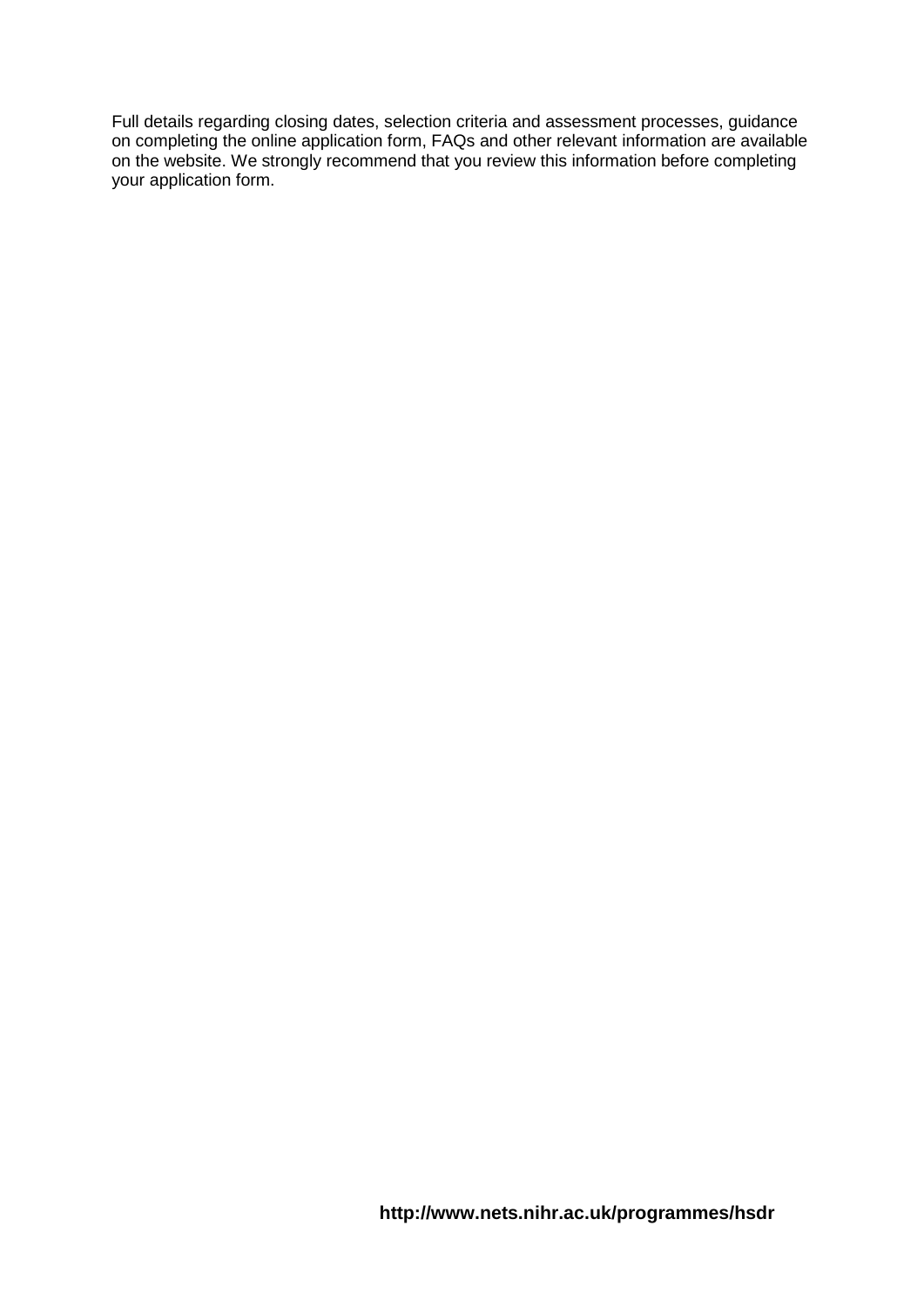Full details regarding closing dates, selection criteria and assessment processes, guidance on completing the online application form, FAQs and other relevant information are available on the website. We strongly recommend that you review this information before completing your application form.

**http://www.nets.nihr.ac.uk/programmes/hsdr**